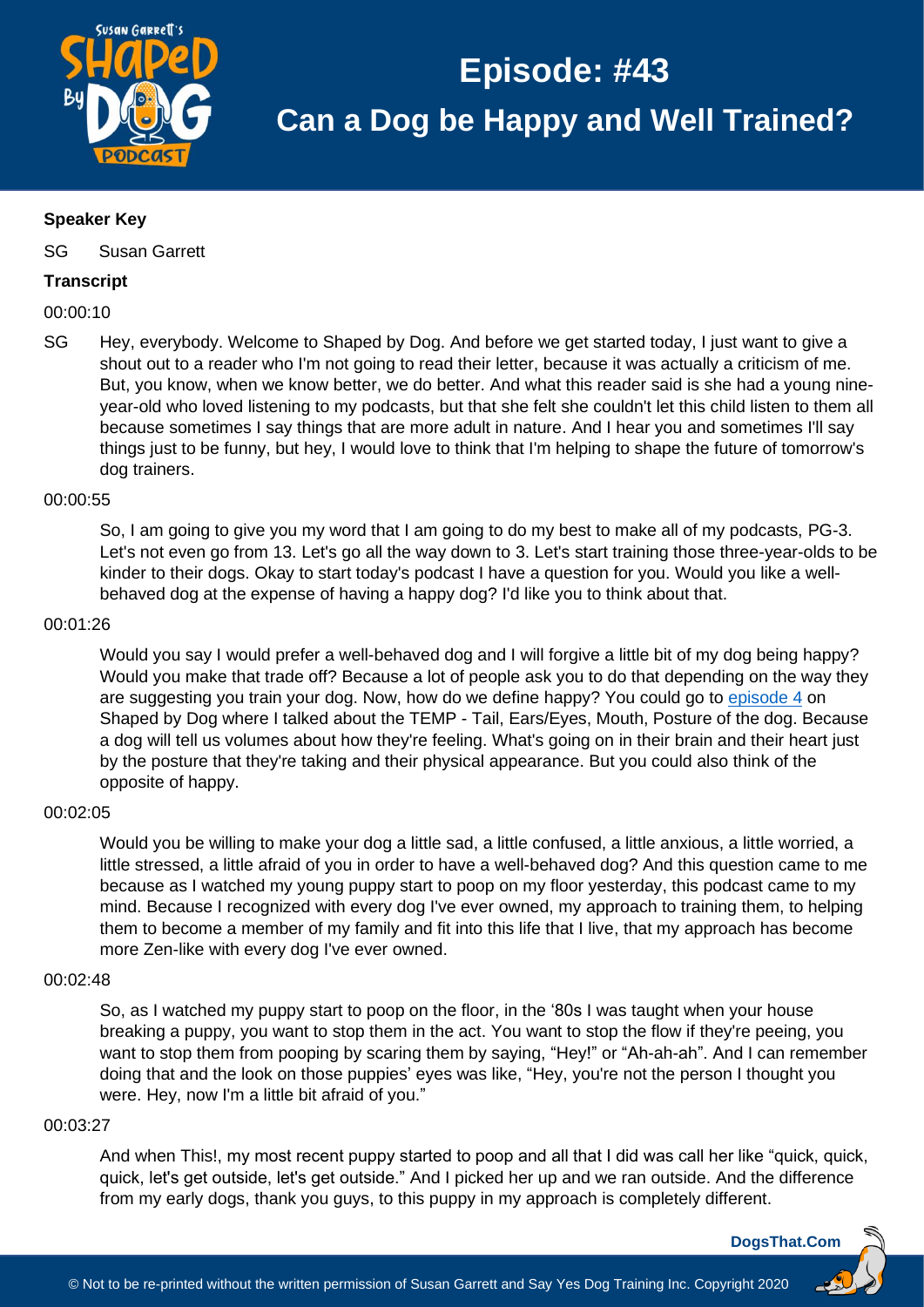# Episode: #43

## Can a Dog be Happy and Well Trained?

**Speaker Key**

SG Susan Garrett

**Transcript**

00:00:10

SG Hey, everybody. Welcome to Shaped by Dog. And before we get started today, I just want to give a shout out to a reader who I'm not going to read their letter, because it was actually a criticism of me. But, you know, when we know better, we do better. And what this reader said is she had a young nine-year-old who loved listening to my podcasts, but that she felt she couldn't let this child listen to them all because sometimes I say things that are more adult in nature. And I hear you and sometimes I'll say things just to be funny, but hey, I would love to think that I'm helping to shape the future of tomorrow's dog trainers.

00:00:55

So, I am going to give you my word that I am going to do my best to make all of my podcasts, PG-3. Let's not even go from 13. Let's go all the way down to 3. Let's start training those three-year-olds to be kinder to their dogs. Okay to start today's podcast I have a question for you. Would you like a well-behaved dog at the expense of having a happy dog? I'd like you to think about that.

00:01:26

Would you say I would prefer a well-behaved dog and I will forgive a little bit of my dog being happy? Would you make that trade off? Because a lot of people ask you to do that depending on the way they are suggesting you train your dog. Now, how do we define happy? You could go to episode 4 on Shaped by Dog where I talked about the TEMP - Tail, Ears/Eyes, Mouth, Posture of the dog. Because a dog will tell us volumes about how they're feeling. What's going on in their brain and their heart just by the posture that they're taking and their physical appearance. But you could also think of the opposite of happy.

00:02:05

Would you be willing to make your dog a little sad, a little confused, a little anxious, a little worried, a little stressed, a little afraid of you in order to have a well-behaved dog? And this question came to me because as I watched my young puppy start to poop on my floor yesterday, this podcast came to my mind. Because I recognized with every dog I've ever owned, my approach to training them, to helping them to become a member of my family and fit into this life that I live, that my approach has become more Zen-like with every dog I've ever owned.

00:02:48

So, as I watched my puppy start to poop on the floor, in the '80s I was taught when your house breaking a puppy, you want to stop them in the act. You want to stop the flow if they're peeing, you want to stop them from pooping by scaring them by saying, "Hey!" or "Ah-ah-ah". And I can remember doing that and the look on those puppies' eyes was like, "Hey, you're not the person I thought you were. Hey, now I'm a little bit afraid of you."

00:03:27

And when This!, my most recent puppy started to poop and all that I did was call her like "quick, quick, quick, let's get outside, let's get outside." And I picked her up and we ran outside. And the difference from my early dogs, thank you guys, to this puppy in my approach is completely different.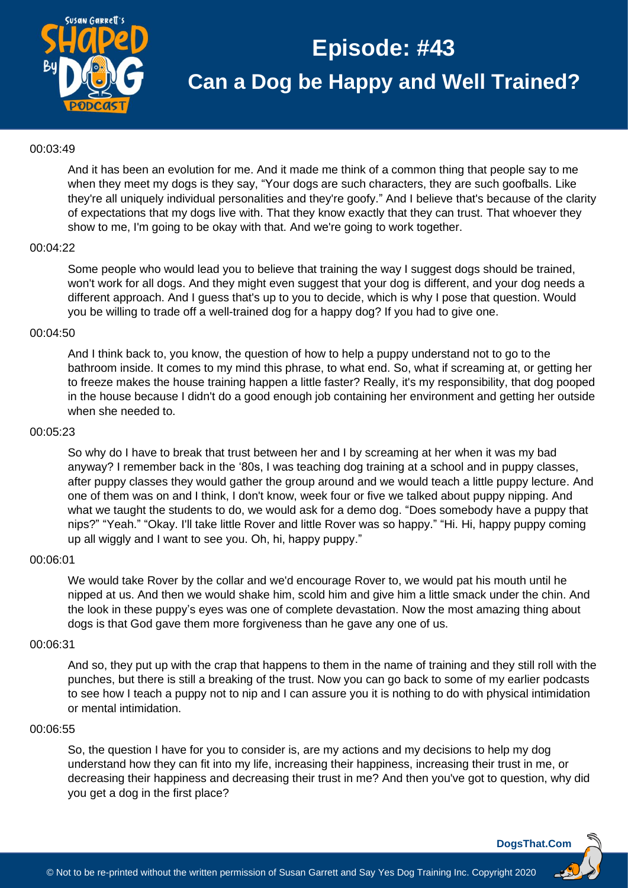00:03:49

And it has been an evolution for me. And it made me think of a common thing that people say to me when they meet my dogs is they say, "Your dogs are such characters, they are such goofballs. Like they're all uniquely individual personalities and they're goofy." And I believe that's because of the clarity of expectations that my dogs live with. That they know exactly that they can trust. That whoever they show to me, I'm going to be okay with that. And we're going to work together.

00:04:22

Some people who would lead you to believe that training the way I suggest dogs should be trained, won't work for all dogs. And they might even suggest that your dog is different, and your dog needs a different approach. And I guess that's up to you to decide, which is why I pose that question. Would you be willing to trade off a well-trained dog for a happy dog? If you had to give one.

00:04:50

And I think back to, you know, the question of how to help a puppy understand not to go to the bathroom inside. It comes to my mind this phrase, to what end. So, what if screaming at, or getting her to freeze makes the house training happen a little faster? Really, it's my responsibility, that dog pooped in the house because I didn't do a good enough job containing her environment and getting her outside when she needed to.

00:05:23

So why do I have to break that trust between her and I by screaming at her when it was my bad anyway? I remember back in the '80s, I was teaching dog training at a school and in puppy classes, after puppy classes they would gather the group around and we would teach a little puppy lecture. And one of them was on and I think, I don't know, week four or five we talked about puppy nipping. And what we taught the students to do, we would ask for a demo dog. "Does somebody have a puppy that nips?" "Yeah." "Okay. I'll take little Rover and little Rover was so happy." "Hi. Hi, happy puppy coming up all wiggly and I want to see you. Oh, hi, happy puppy."

00:06:01

We would take Rover by the collar and we'd encourage Rover to, we would pat his mouth until he nipped at us. And then we would shake him, scold him and give him a little smack under the chin. And the look in these puppy's eyes was one of complete devastation. Now the most amazing thing about dogs is that God gave them more forgiveness than he gave any one of us.

00:06:31

And so, they put up with the crap that happens to them in the name of training and they still roll with the punches, but there is still a breaking of the trust. Now you can go back to some of my earlier podcasts to see how I teach a puppy not to nip and I can assure you it is nothing to do with physical intimidation or mental intimidation.

00:06:55

So, the question I have for you to consider is, are my actions and my decisions to help my dog understand how they can fit into my life, increasing their happiness, increasing their trust in me, or decreasing their happiness and decreasing their trust in me? And then you've got to question, why did you get a dog in the first place?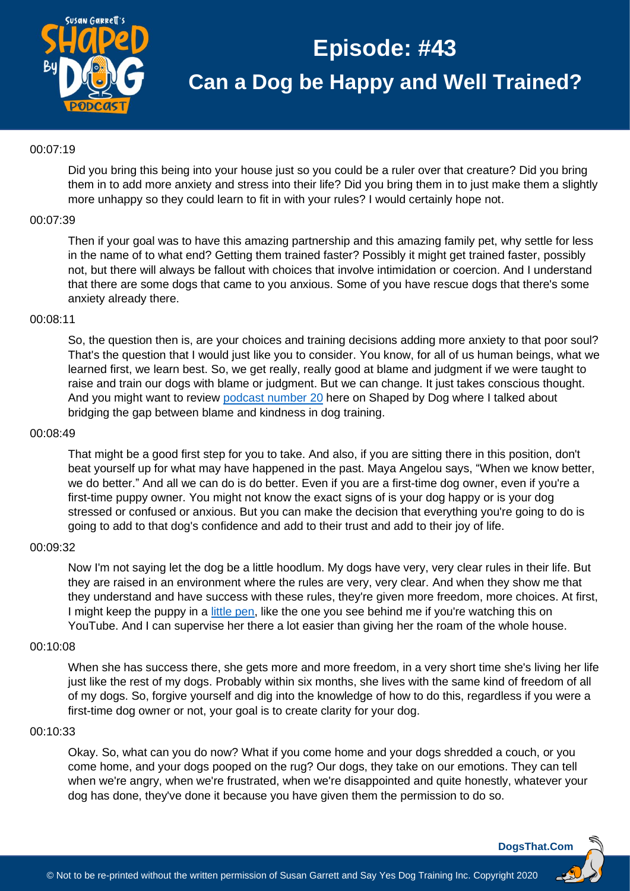00:07:19

Did you bring this being into your house just so you could be a ruler over that creature? Did you bring them in to add more anxiety and stress into their life? Did you bring them in to just make them a slightly more unhappy so they could learn to fit in with your rules? I would certainly hope not.

00:07:39

Then if your goal was to have this amazing partnership and this amazing family pet, why settle for less in the name of to what end? Getting them trained faster? Possibly it might get trained faster, possibly not, but there will always be fallout with choices that involve intimidation or coercion. And I understand that there are some dogs that came to you anxious. Some of you have rescue dogs that there's some anxiety already there.

00:08:11

So, the question then is, are your choices and training decisions adding more anxiety to that poor soul? That's the question that I would just like you to consider. You know, for all of us human beings, what we learned first, we learn best. So, we get really, really good at blame and judgment if we were taught to raise and train our dogs with blame or judgment. But we can change. It just takes conscious thought. And you might want to review [podcast number 20]() here on Shaped by Dog where I talked about bridging the gap between blame and kindness in dog training.

00:08:49

That might be a good first step for you to take. And also, if you are sitting there in this position, don't beat yourself up for what may have happened in the past. Maya Angelou says, "When we know better, we do better." And all we can do is do better. Even if you are a first-time dog owner, even if you're a first-time puppy owner. You might not know the exact signs of is your dog happy or is your dog stressed or confused or anxious. But you can make the decision that everything you're going to do is going to add to that dog's confidence and add to their trust and add to their joy of life.

00:09:32

Now I'm not saying let the dog be a little hoodlum. My dogs have very, very clear rules in their life. But they are raised in an environment where the rules are very, very clear. And when they show me that they understand and have success with these rules, they're given more freedom, more choices. At first, I might keep the puppy in a [little pen](), like the one you see behind me if you're watching this on YouTube. And I can supervise her there a lot easier than giving her the roam of the whole house.

00:10:08

When she has success there, she gets more and more freedom, in a very short time she's living her life just like the rest of my dogs. Probably within six months, she lives with the same kind of freedom of all of my dogs. So, forgive yourself and dig into the knowledge of how to do this, regardless if you were a first-time dog owner or not, your goal is to create clarity for your dog.

00:10:33

Okay. So, what can you do now? What if you come home and your dogs shredded a couch, or you come home, and your dogs pooped on the rug? Our dogs, they take on our emotions. They can tell when we're angry, when we're frustrated, when we're disappointed and quite honestly, whatever your dog has done, they've done it because you have given them the permission to do so.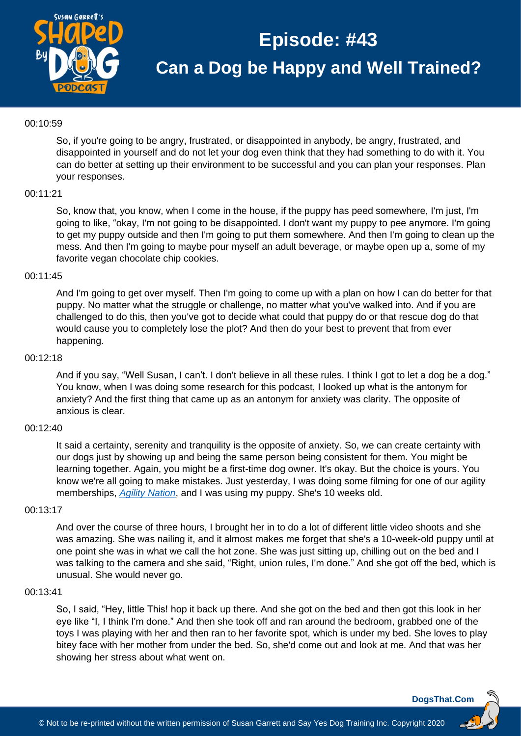00:10:59

So, if you're going to be angry, frustrated, or disappointed in anybody, be angry, frustrated, and disappointed in yourself and do not let your dog even think that they had something to do with it. You can do better at setting up their environment to be successful and you can plan your responses. Plan your responses.

00:11:21

So, know that, you know, when I come in the house, if the puppy has peed somewhere, I'm just, I'm going to like, "okay, I'm not going to be disappointed. I don't want my puppy to pee anymore. I'm going to get my puppy outside and then I'm going to put them somewhere. And then I'm going to clean up the mess. And then I'm going to maybe pour myself an adult beverage, or maybe open up a, some of my favorite vegan chocolate chip cookies.

00:11:45

And I'm going to get over myself. Then I'm going to come up with a plan on how I can do better for that puppy. No matter what the struggle or challenge, no matter what you've walked into. And if you are challenged to do this, then you've got to decide what could that puppy do or that rescue dog do that would cause you to completely lose the plot? And then do your best to prevent that from ever happening.

00:12:18

And if you say, "Well Susan, I can't. I don't believe in all these rules. I think I got to let a dog be a dog." You know, when I was doing some research for this podcast, I looked up what is the antonym for anxiety? And the first thing that came up as an antonym for anxiety was clarity. The opposite of anxious is clear.

00:12:40

It said a certainty, serenity and tranquility is the opposite of anxiety. So, we can create certainty with our dogs just by showing up and being the same person being consistent for them. You might be learning together. Again, you might be a first-time dog owner. It's okay. But the choice is yours. You know we're all going to make mistakes. Just yesterday, I was doing some filming for one of our agility memberships, *Agility Nation*, and I was using my puppy. She's 10 weeks old.

00:13:17

And over the course of three hours, I brought her in to do a lot of different little video shoots and she was amazing. She was nailing it, and it almost makes me forget that she's a 10-week-old puppy until at one point she was in what we call the hot zone. She was just sitting up, chilling out on the bed and I was talking to the camera and she said, "Right, union rules, I'm done." And she got off the bed, which is unusual. She would never go.

00:13:41

So, I said, "Hey, little This! hop it back up there. And she got on the bed and then got this look in her eye like "I, I think I'm done." And then she took off and ran around the bedroom, grabbed one of the toys I was playing with her and then ran to her favorite spot, which is under my bed. She loves to play bitey face with her mother from under the bed. So, she'd come out and look at me. And that was her showing her stress about what went on.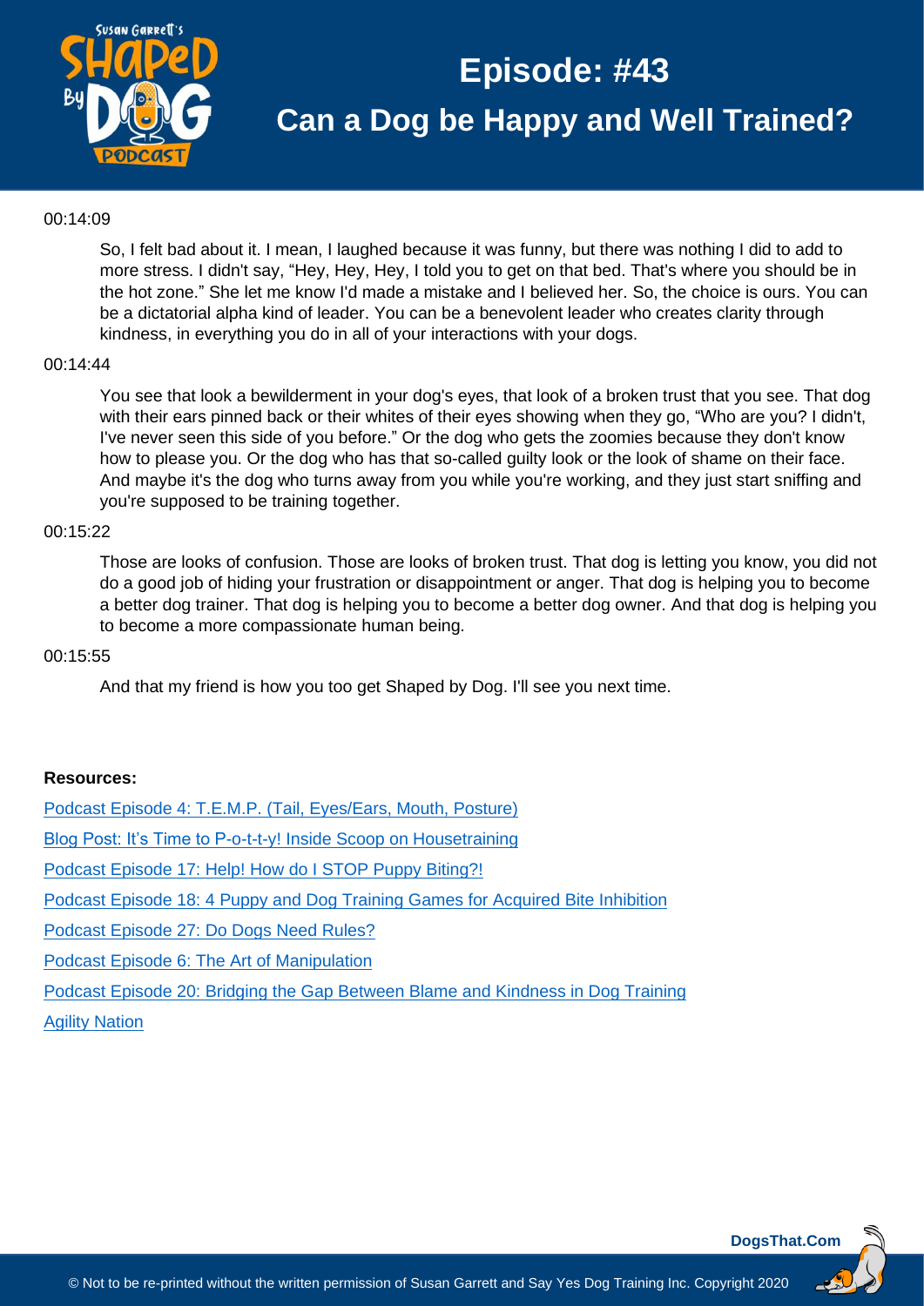00:14:09

So, I felt bad about it. I mean, I laughed because it was funny, but there was nothing I did to add to more stress. I didn't say, "Hey, Hey, Hey, I told you to get on that bed. That's where you should be in the hot zone." She let me know I'd made a mistake and I believed her. So, the choice is ours. You can be a dictatorial alpha kind of leader. You can be a benevolent leader who creates clarity through kindness, in everything you do in all of your interactions with your dogs.

00:14:44

You see that look a bewilderment in your dog's eyes, that look of a broken trust that you see. That dog with their ears pinned back or their whites of their eyes showing when they go, "Who are you? I didn't, I've never seen this side of you before." Or the dog who gets the zoomies because they don't know how to please you. Or the dog who has that so-called guilty look or the look of shame on their face. And maybe it's the dog who turns away from you while you're working, and they just start sniffing and you're supposed to be training together.

00:15:22

Those are looks of confusion. Those are looks of broken trust. That dog is letting you know, you did not do a good job of hiding your frustration or disappointment or anger. That dog is helping you to become a better dog trainer. That dog is helping you to become a better dog owner. And that dog is helping you to become a more compassionate human being.

00:15:55

And that my friend is how you too get Shaped by Dog. I'll see you next time.

**Resources:**

Podcast Episode 4: T.E.M.P. (Tail, Eyes/Ears, Mouth, Posture)

Blog Post: It's Time to P-o-t-t-y! Inside Scoop on Housetraining

Podcast Episode 17: Help! How do I STOP Puppy Biting?!

Podcast Episode 18: 4 Puppy and Dog Training Games for Acquired Bite Inhibition

Podcast Episode 27: Do Dogs Need Rules?

Podcast Episode 6: The Art of Manipulation

Podcast Episode 20: Bridging the Gap Between Blame and Kindness in Dog Training

Agility Nation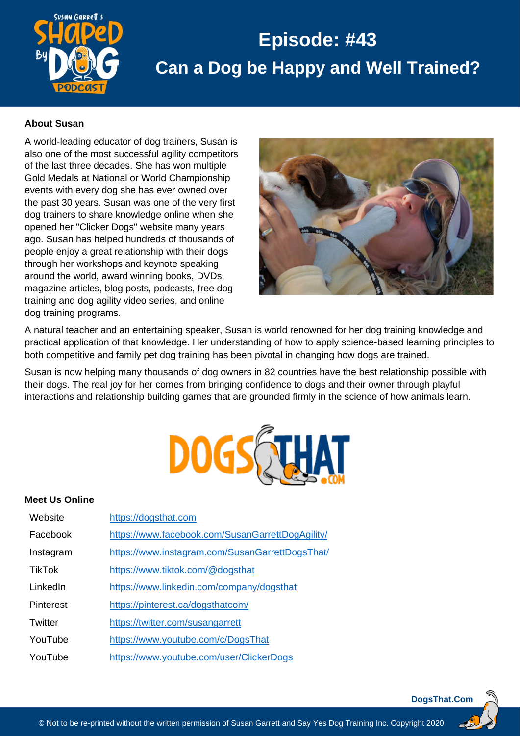# Episode: #43

## Can a Dog be Happy and Well Trained?

**About Susan**

A world-leading educator of dog trainers, Susan is also one of the most successful agility competitors of the last three decades. She has won multiple Gold Medals at National or World Championship events with every dog she has ever owned over the past 30 years. Susan was one of the very first dog trainers to share knowledge online when she opened her "Clicker Dogs" website many years ago. Susan has helped hundreds of thousands of people enjoy a great relationship with their dogs through her workshops and keynote speaking around the world, award winning books, DVDs, magazine articles, blog posts, podcasts, free dog training and dog agility video series, and online dog training programs.

A natural teacher and an entertaining speaker, Susan is world renowned for her dog training knowledge and practical application of that knowledge. Her understanding of how to apply science-based learning principles to both competitive and family pet dog training has been pivotal in changing how dogs are trained.

Susan is now helping many thousands of dog owners in 82 countries have the best relationship possible with their dogs. The real joy for her comes from bringing confidence to dogs and their owner through playful interactions and relationship building games that are grounded firmly in the science of how animals learn.

**Meet Us Online**

| | |
|---|---|
| Website | https://dogsthat.com |
| Facebook | https://www.facebook.com/SusanGarrettDogAgility/ |
| Instagram | https://www.instagram.com/SusanGarrettDogsThat/ |
| TikTok | https://www.tiktok.com/@dogsthat |
| LinkedIn | https://www.linkedin.com/company/dogsthat |
| Pinterest | https://pinterest.ca/dogsthatcom/ |
| Twitter | https://twitter.com/susangarrett |
| YouTube | https://www.youtube.com/c/DogsThat |
| YouTube | https://www.youtube.com/user/ClickerDogs |

© Not to be re-printed without the written permission of Susan Garrett and Say Yes Dog Training Inc. Copyright 2020